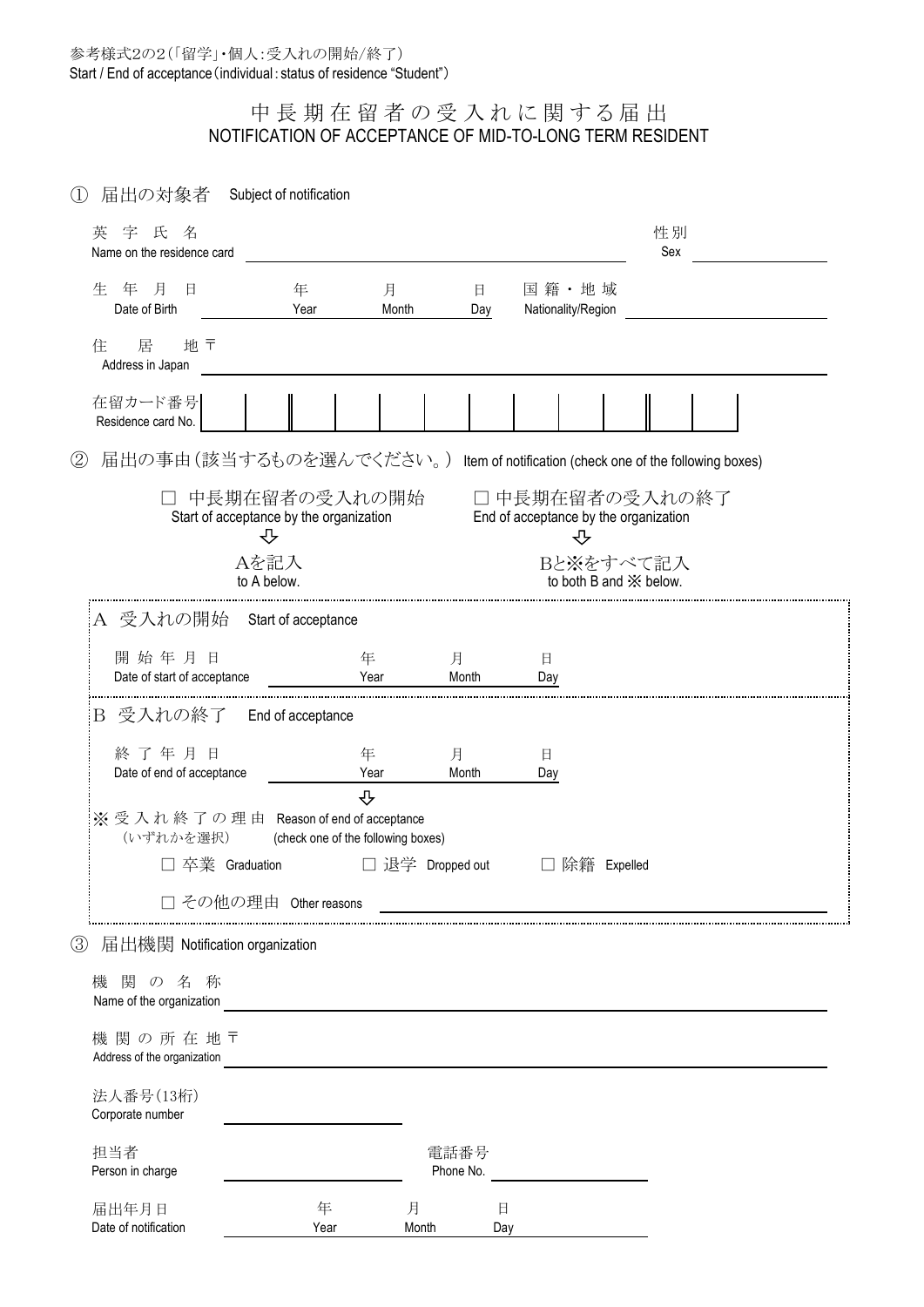参考様式2の2(「留学」・個人:受入れの開始/終了)
Start / End of acceptance（individual : status of residence "Student"）

# 中長期在留者の受入れに関する届出
# NOTIFICATION OF ACCEPTANCE OF MID-TO-LONG TERM RESIDENT

## ① 届出の対象者　Subject of notification

英字氏名
Name on the residence card ＿＿＿＿＿＿＿＿＿＿＿＿＿＿＿＿＿＿＿＿　性別 Sex ＿＿＿＿＿＿

生年月日
Date of Birth ＿＿＿＿年 Year ＿＿＿＿月 Month ＿＿＿＿日 Day　国籍・地域 Nationality/Region ＿＿＿＿＿＿＿＿

住居地 〒
Address in Japan ＿＿＿＿＿＿＿＿＿＿＿＿＿＿＿＿＿＿＿＿＿＿＿＿＿＿＿＿＿＿

在留カード番号
Residence card No.

| | | | | | | | | | | | |
|---|---|---|---|---|---|---|---|---|---|---|---|

## ② 届出の事由(該当するものを選んでください。)　Item of notification (check one of the following boxes)

□ 中長期在留者の受入れの開始
Start of acceptance by the organization
⇩
Aを記入
to A below.

□ 中長期在留者の受入れの終了
End of acceptance by the organization
⇩
Bと※をすべて記入
to both B and ※ below.

### A 受入れの開始　Start of acceptance

開始年月日
Date of start of acceptance ＿＿＿＿年 Year ＿＿＿＿月 Month ＿＿＿＿日 Day

### B 受入れの終了　End of acceptance

終了年月日
Date of end of acceptance ＿＿＿＿年 Year ＿＿＿＿月 Month ＿＿＿＿日 Day

⇩

※受入れ終了の理由　Reason of end of acceptance
(いずれかを選択)　(check one of the following boxes)

□ 卒業 Graduation　□ 退学 Dropped out　□ 除籍 Expelled

□ その他の理由 Other reasons ＿＿＿＿＿＿＿＿＿＿＿＿＿＿＿＿＿＿＿＿

## ③ 届出機関 Notification organization

機関の名称
Name of the organization ＿＿＿＿＿＿＿＿＿＿＿＿＿＿＿＿＿＿＿＿＿＿＿＿

機関の所在地 〒
Address of the organization ＿＿＿＿＿＿＿＿＿＿＿＿＿＿＿＿＿＿＿＿＿＿＿

法人番号(13桁)
Corporate number ＿＿＿＿＿＿＿＿＿＿

担当者
Person in charge ＿＿＿＿＿＿＿＿＿＿　電話番号 Phone No. ＿＿＿＿＿＿＿＿＿＿

届出年月日
Date of notification ＿＿＿＿年 Year ＿＿＿＿月 Month ＿＿＿＿日 Day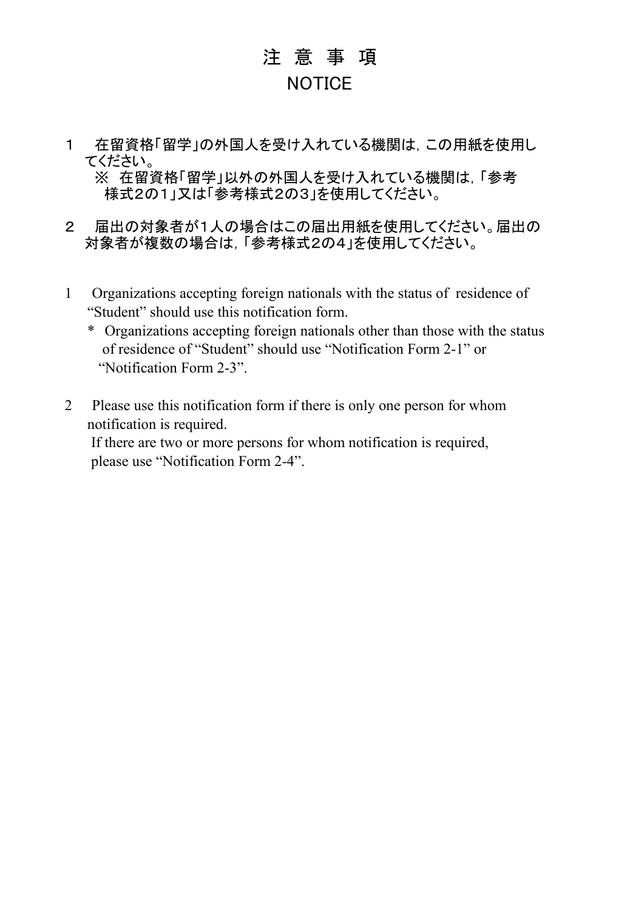# 注 意 事 項

# NOTICE

１　在留資格「留学」の外国人を受け入れている機関は，この用紙を使用してください。

※　在留資格「留学」以外の外国人を受け入れている機関は，「参考様式２の１」又は「参考様式２の３」を使用してください。

２　届出の対象者が１人の場合はこの届出用紙を使用してください。届出の対象者が複数の場合は，「参考様式２の４」を使用してください。

1　Organizations accepting foreign nationals with the status of residence of “Student” should use this notification form.

\*　Organizations accepting foreign nationals other than those with the status of residence of “Student” should use “Notification Form 2-1” or “Notification Form 2-3”.

2　Please use this notification form if there is only one person for whom notification is required.
If there are two or more persons for whom notification is required, please use “Notification Form 2-4”.